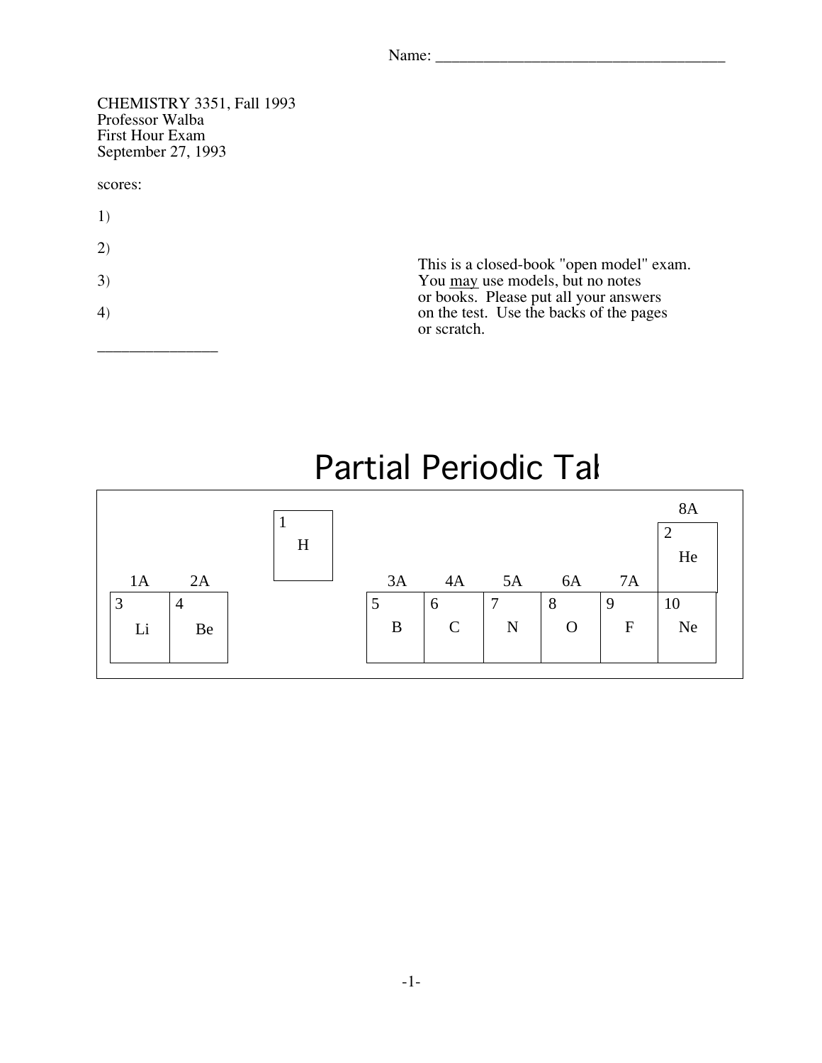Name: ______________________________________

CHEMISTRY 3351, Fall 1993
Professor Walba
First Hour Exam
September 27, 1993

scores:

1)

2)

3)

4)

_______________

This is a closed-book "open model" exam. You may use models, but no notes or books. Please put all your answers on the test. Use the backs of the pages or scratch.

## Partial Periodic Tal

| 1A | 2A | | 3A | 4A | 5A | 6A | 7A | 8A |
|---|---|---|---|---|---|---|---|---|
| | | 1 H | | | | | | 2 He |
| 3 Li | 4 Be | | 5 B | 6 C | 7 N | 8 O | 9 F | 10 Ne |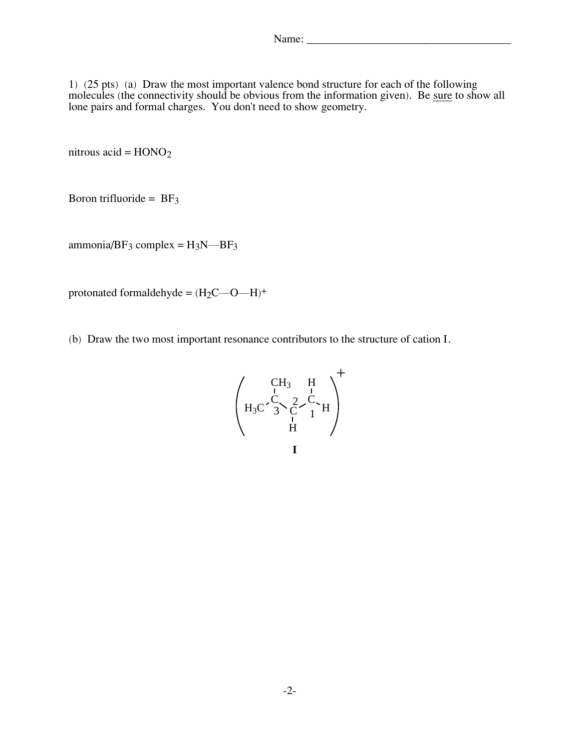1) (25 pts) (a) Draw the most important valence bond structure for each of the following molecules (the connectivity should be obvious from the information given). Be <u>sure</u> to show all lone pairs and formal charges. You don't need to show geometry.

nitrous acid = $HONO_2$

Boron trifluoride = $BF_3$

ammonia/$BF_3$ complex = $H_3N$—$BF_3$

protonated formaldehyde = $(H_2C—O—H)^+$

(b) Draw the two most important resonance contributors to the structure of cation I.

$$\left( (H_3C)(CH_3)\overset{3}{C}—\overset{2}{C}H—\overset{1}{C}H_2 \right)^+$$

**I**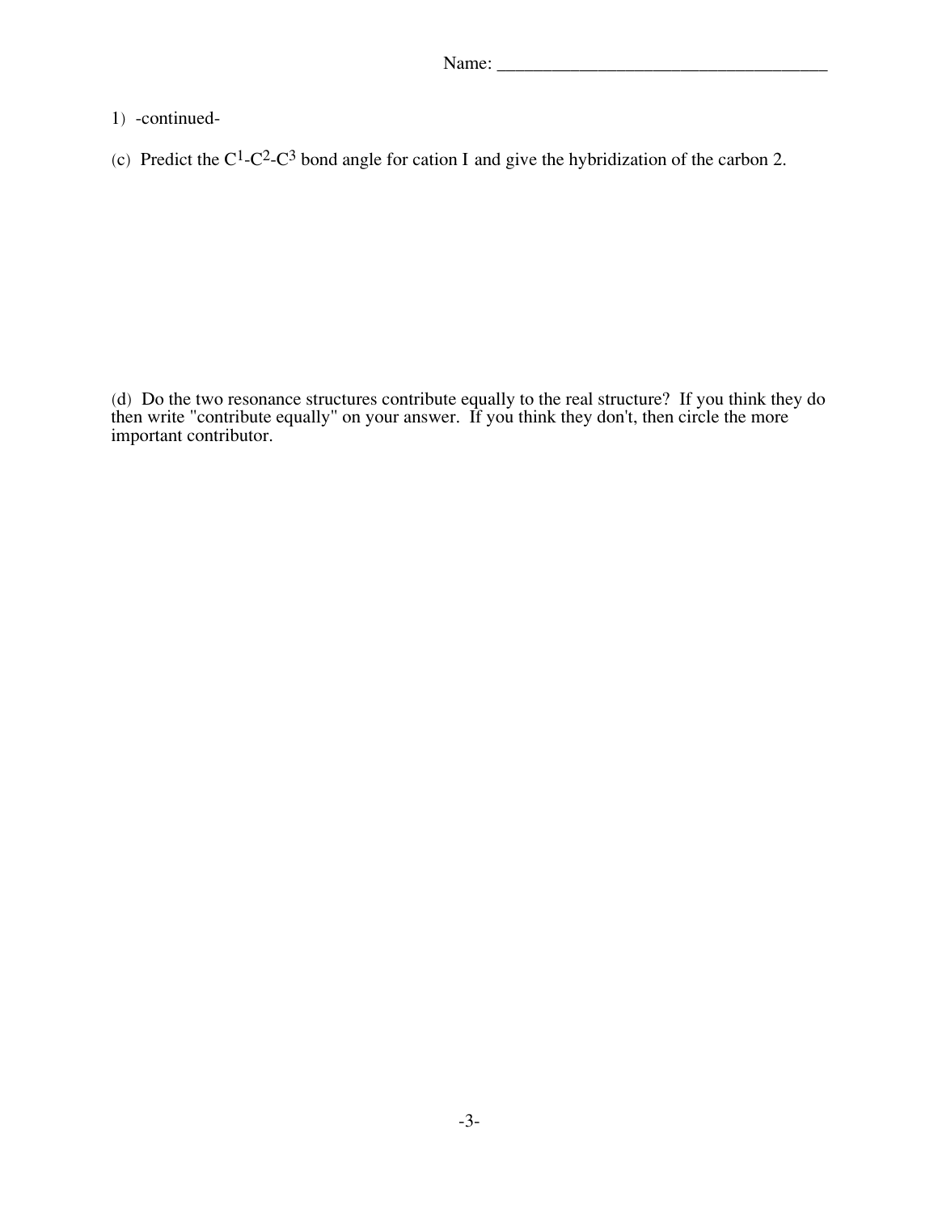1) -continued-

(c) Predict the $C^1$-$C^2$-$C^3$ bond angle for cation I and give the hybridization of the carbon 2.

(d) Do the two resonance structures contribute equally to the real structure? If you think they do then write "contribute equally" on your answer. If you think they don't, then circle the more important contributor.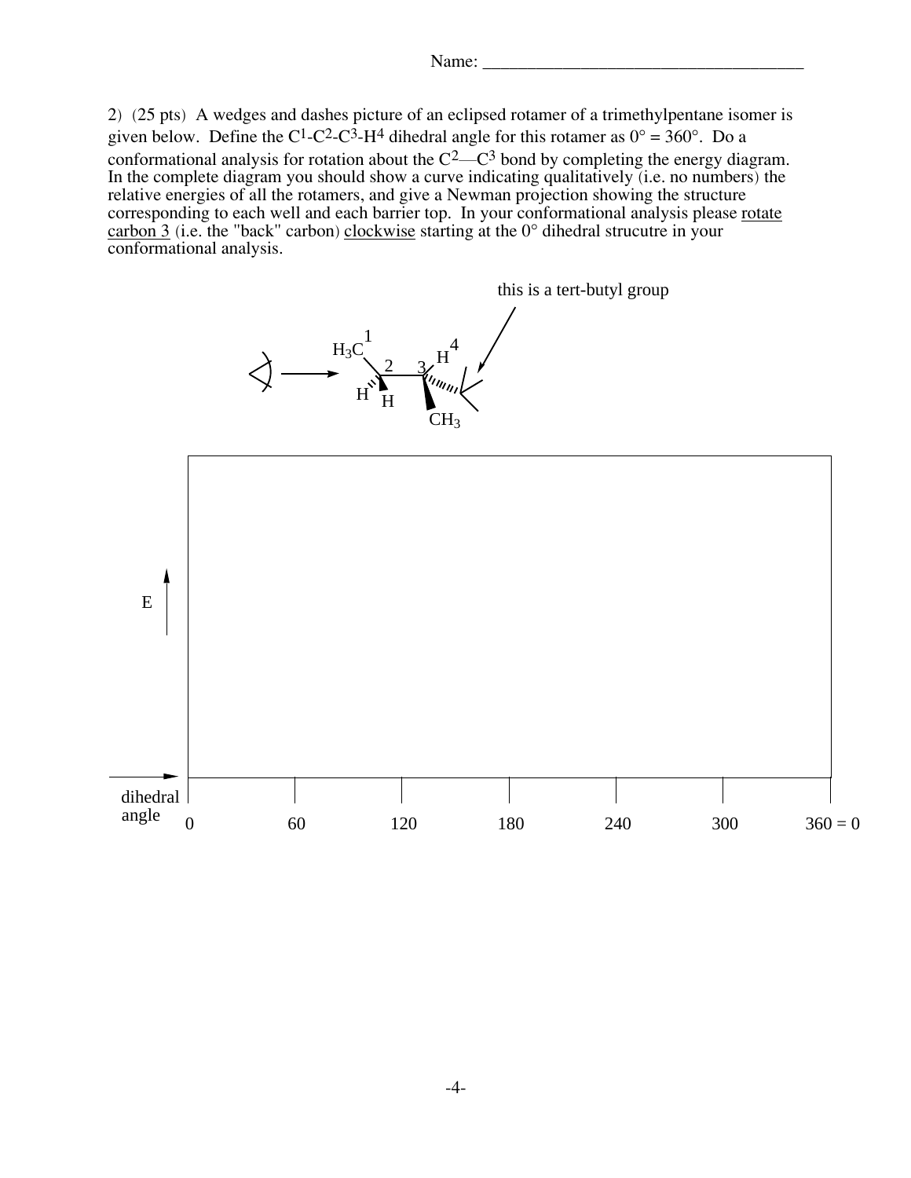Name: ______________________________________

2) (25 pts) A wedges and dashes picture of an eclipsed rotamer of a trimethylpentane isomer is given below. Define the $C^1$-$C^2$-$C^3$-$H^4$ dihedral angle for this rotamer as 0° = 360°. Do a conformational analysis for rotation about the $C^2$—$C^3$ bond by completing the energy diagram. In the complete diagram you should show a curve indicating qualitatively (i.e. no numbers) the relative energies of all the rotamers, and give a Newman projection showing the structure corresponding to each well and each barrier top. In your conformational analysis please <u>rotate carbon 3</u> (i.e. the "back" carbon) <u>clockwise</u> starting at the 0° dihedral strucutre in your conformational analysis.

this is a tert-butyl group

$H_3C^1$ 2 3 $H^4$ H H $CH_3$

E

dihedral angle: 0, 60, 120, 180, 240, 300, 360 = 0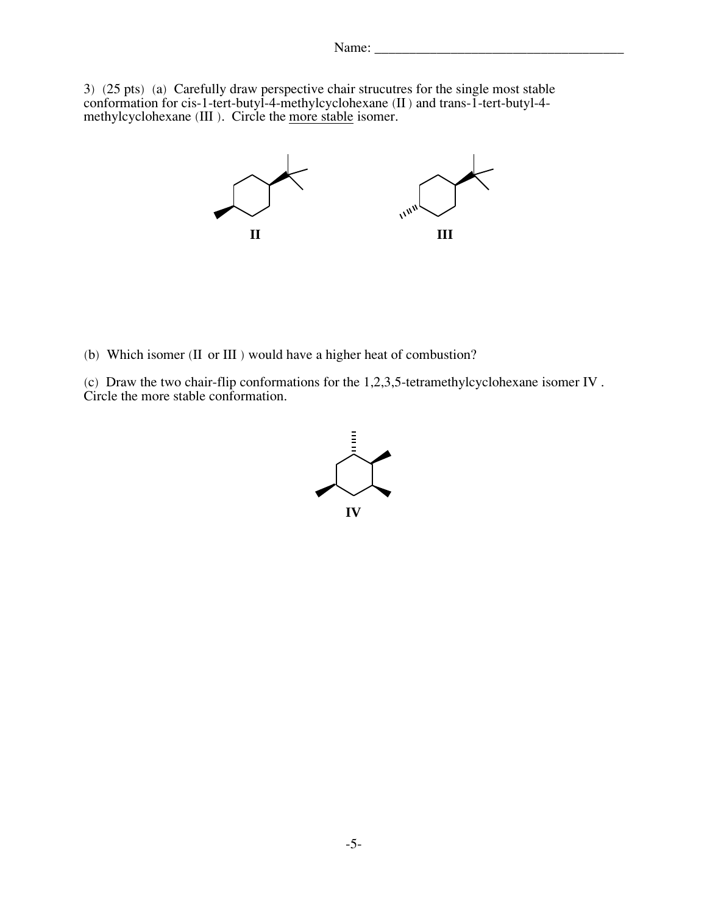3) (25 pts) (a) Carefully draw perspective chair strucutres for the single most stable conformation for cis-1-tert-butyl-4-methylcyclohexane (II) and trans-1-tert-butyl-4-methylcyclohexane (III). Circle the more stable isomer.

**II** **III**

(b) Which isomer (II or III) would have a higher heat of combustion?

(c) Draw the two chair-flip conformations for the 1,2,3,5-tetramethylcyclohexane isomer IV. Circle the more stable conformation.

**IV**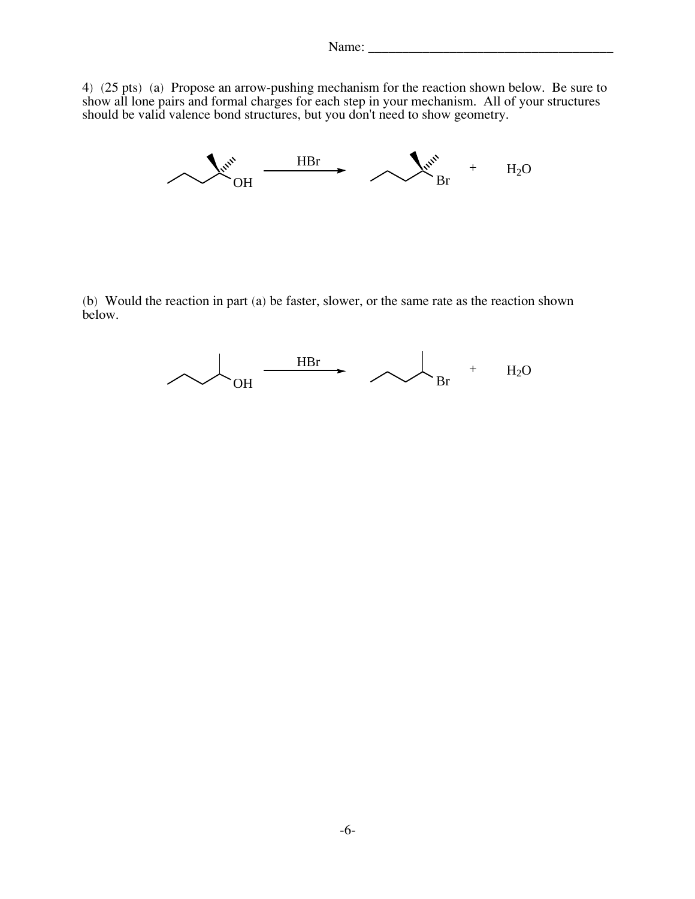Name: ______________________________________

4) (25 pts) (a) Propose an arrow-pushing mechanism for the reaction shown below. Be sure to show all lone pairs and formal charges for each step in your mechanism. All of your structures should be valid valence bond structures, but you don't need to show geometry.

HBr

OH → Br + $H_2O$

(b) Would the reaction in part (a) be faster, slower, or the same rate as the reaction shown below.

HBr

OH → Br + $H_2O$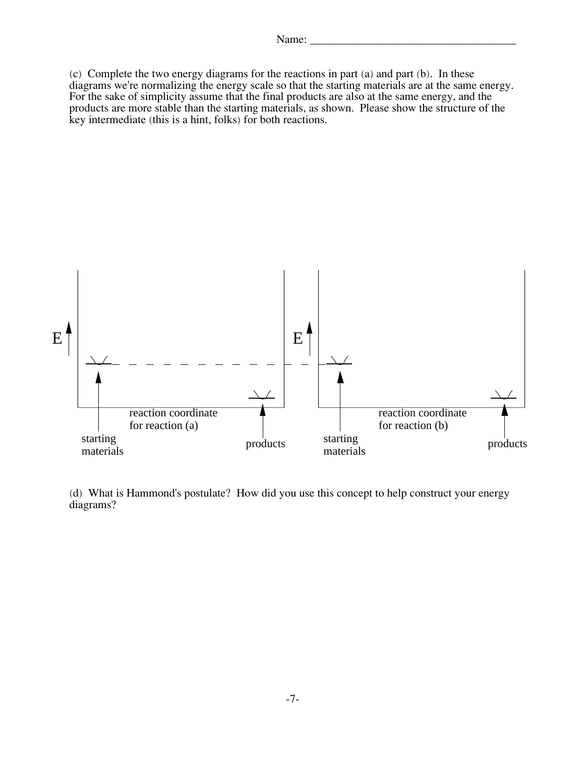Name: ____________________________________

(c) Complete the two energy diagrams for the reactions in part (a) and part (b). In these diagrams we're normalizing the energy scale so that the starting materials are at the same energy. For the sake of simplicity assume that the final products are also at the same energy, and the products are more stable than the starting materials, as shown. Please show the structure of the key intermediate (this is a hint, folks) for both reactions.

E

starting materials

reaction coordinate for reaction (a)

products

E

starting materials

reaction coordinate for reaction (b)

products

(d) What is Hammond's postulate? How did you use this concept to help construct your energy diagrams?